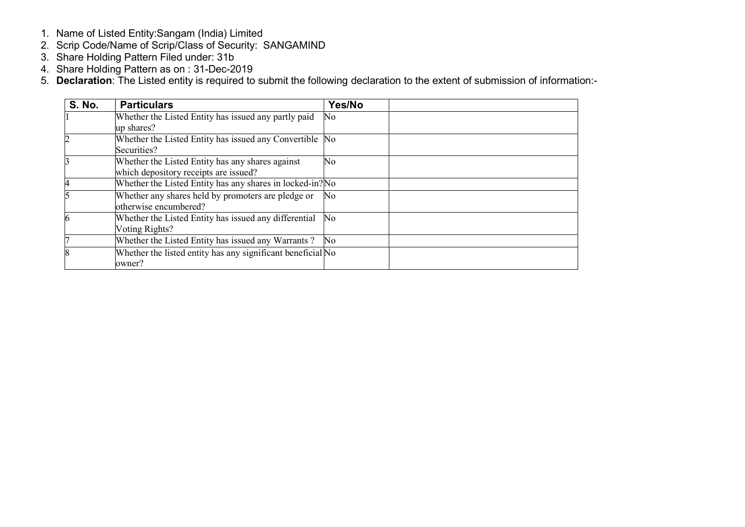1. Name of Listed Entity:Sangam (India) Limited
2. Scrip Code/Name of Scrip/Class of Security: SANGAMIND
3. Share Holding Pattern Filed under: 31b
4. Share Holding Pattern as on : 31-Dec-2019
5. **Declaration**: The Listed entity is required to submit the following declaration to the extent of submission of information:-

| S. No. | Particulars | Yes/No | |
|---|---|---|---|
| 1 | Whether the Listed Entity has issued any partly paid up shares? | No | |
| 2 | Whether the Listed Entity has issued any Convertible Securities? | No | |
| 3 | Whether the Listed Entity has any shares against which depository receipts are issued? | No | |
| 4 | Whether the Listed Entity has any shares in locked-in? | No | |
| 5 | Whether any shares held by promoters are pledge or otherwise encumbered? | No | |
| 6 | Whether the Listed Entity has issued any differential Voting Rights? | No | |
| 7 | Whether the Listed Entity has issued any Warrants ? | No | |
| 8 | Whether the listed entity has any significant beneficial owner? | No | |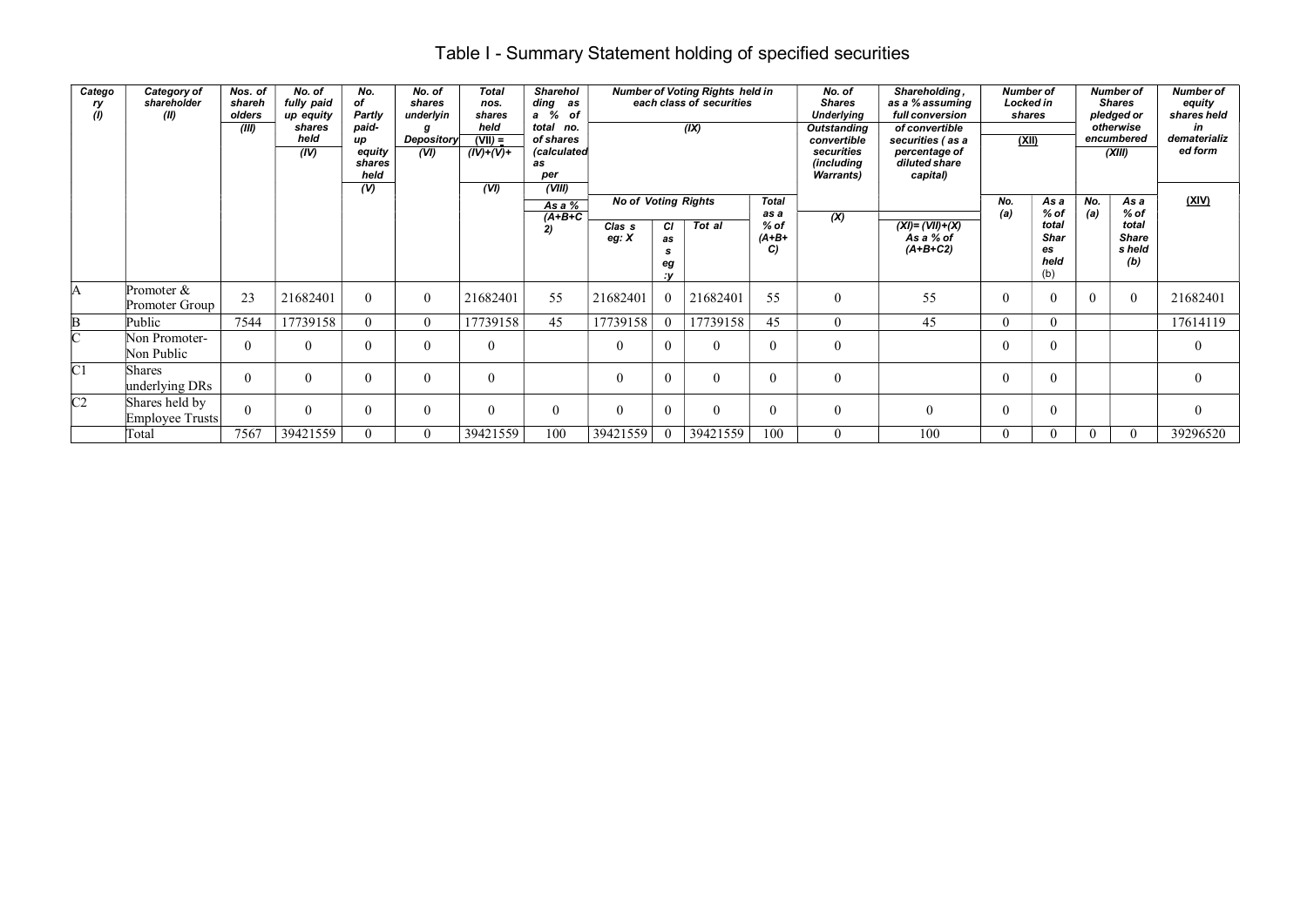# Table I - Summary Statement holding of specified securities

| Category (I) | Category of shareholder (II) | Nos. of shareholders (III) | No. of fully paid up equity shares held (IV) | No. of Partly paid-up equity shares held (V) | No. of shares underlying Depository (VI) | Total nos. shares held (VII) = (IV)+(V)+ (VI) | Shareholding as a % of total no. of shares (calculated as per (VIII) As a % (A+B+C2) | Number of Voting Rights held in each class of securities (IX) | | | | No. of Shares Underlying Outstanding convertible securities (including Warrants) (X) | Shareholding, as a % assuming full conversion of convertible securities ( as a percentage of diluted share capital) (XI)= (VII)+(X) As a % of (A+B+C2) | Number of Locked in shares (XII) | | Number of Shares pledged or otherwise encumbered (XIII) | | Number of equity shares held in dematerialized form (XIV) |
|---|---|---|---|---|---|---|---|---|---|---|---|---|---|---|---|---|---|---|
| | | | | | | | | No of Voting Rights | | | Total as a % of (A+B+C) | | | No. (a) | As a % of total Shares held (b) | No. (a) | As a % of total Shares held (b) | |
| | | | | | | | | Class eg: X | Class eg: y | Total | | | | | | | | |
| A | Promoter & Promoter Group | 23 | 21682401 | 0 | 0 | 21682401 | 55 | 21682401 | 0 | 21682401 | 55 | 0 | 55 | 0 | 0 | 0 | 0 | 21682401 |
| B | Public | 7544 | 17739158 | 0 | 0 | 17739158 | 45 | 17739158 | 0 | 17739158 | 45 | 0 | 45 | 0 | 0 | | | 17614119 |
| C | Non Promoter-Non Public | 0 | 0 | 0 | 0 | 0 | | 0 | 0 | 0 | 0 | 0 | | 0 | 0 | | | 0 |
| C1 | Shares underlying DRs | 0 | 0 | 0 | 0 | 0 | | 0 | 0 | 0 | 0 | 0 | | 0 | 0 | | | 0 |
| C2 | Shares held by Employee Trusts | 0 | 0 | 0 | 0 | 0 | 0 | 0 | 0 | 0 | 0 | 0 | 0 | 0 | 0 | | | 0 |
| | Total | 7567 | 39421559 | 0 | 0 | 39421559 | 100 | 39421559 | 0 | 39421559 | 100 | 0 | 100 | 0 | 0 | 0 | 0 | 39296520 |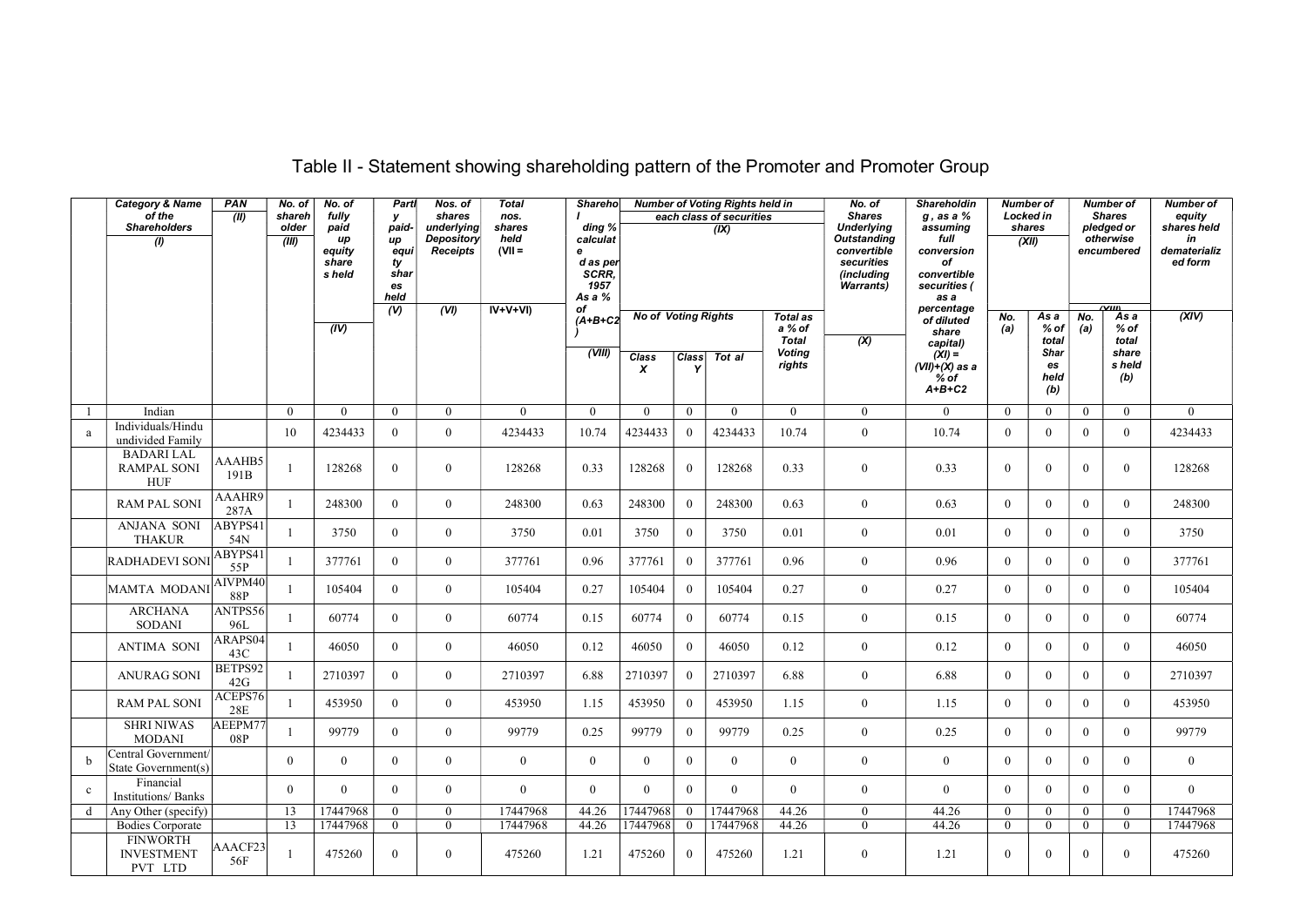# Table II - Statement showing shareholding pattern of the Promoter and Promoter Group

| | Category & Name of the Shareholders (I) | PAN (II) | No. of shareholder (III) | No. of fully paid up equity share s held (IV) | Partly paid-up equity shares held (V) | Nos. of shares underlying Depository Receipts (VI) | Total nos. shares held (VII = IV+V+VI) | Shareholding % calculated as per SCRR, 1957 As a % of (A+B+C2) (VIII) | Number of Voting Rights held in each class of securities (IX) | | | | No. of Shares Underlying Outstanding convertible securities (including Warrants) (X) | Shareholding , as a % assuming full conversion of convertible securities ( as a percentage of diluted share capital) (XI) = (VII)+(X) as a % of A+B+C2 | Number of Locked in shares (XII) | | Number of Shares pledged or otherwise encumbered (XIII) | | Number of equity shares held in dematerialized form (XIV) |
|---|---|---|---|---|---|---|---|---|---|---|---|---|---|---|---|---|---|---|---|
| | | | | | | | | | No of Voting Rights | | | Total as a % of Total Voting rights | | | No. (a) | As a % of total Shares held (b) | No. (a) | As a % of total share s held (b) | |
| | | | | | | | | | Class X | Class Y | Tot al | | | | | | | | |
| 1 | Indian | | 0 | 0 | 0 | 0 | 0 | 0 | 0 | 0 | 0 | 0 | 0 | 0 | 0 | 0 | 0 | 0 | 0 |
| a | Individuals/Hindu undivided Family | | 10 | 4234433 | 0 | 0 | 4234433 | 10.74 | 4234433 | 0 | 4234433 | 10.74 | 0 | 10.74 | 0 | 0 | 0 | 0 | 4234433 |
| | BADARI LAL RAMPAL SONI HUF | AAAHB5191B | 1 | 128268 | 0 | 0 | 128268 | 0.33 | 128268 | 0 | 128268 | 0.33 | 0 | 0.33 | 0 | 0 | 0 | 0 | 128268 |
| | RAM PAL SONI | AAAHR9287A | 1 | 248300 | 0 | 0 | 248300 | 0.63 | 248300 | 0 | 248300 | 0.63 | 0 | 0.63 | 0 | 0 | 0 | 0 | 248300 |
| | ANJANA SONI THAKUR | ABYPS4154N | 1 | 3750 | 0 | 0 | 3750 | 0.01 | 3750 | 0 | 3750 | 0.01 | 0 | 0.01 | 0 | 0 | 0 | 0 | 3750 |
| | RADHADEVI SONI | ABYPS4155P | 1 | 377761 | 0 | 0 | 377761 | 0.96 | 377761 | 0 | 377761 | 0.96 | 0 | 0.96 | 0 | 0 | 0 | 0 | 377761 |
| | MAMTA MODANI | AIVPM4088P | 1 | 105404 | 0 | 0 | 105404 | 0.27 | 105404 | 0 | 105404 | 0.27 | 0 | 0.27 | 0 | 0 | 0 | 0 | 105404 |
| | ARCHANA SODANI | ANTPS5696L | 1 | 60774 | 0 | 0 | 60774 | 0.15 | 60774 | 0 | 60774 | 0.15 | 0 | 0.15 | 0 | 0 | 0 | 0 | 60774 |
| | ANTIMA SONI | ARAPS0443C | 1 | 46050 | 0 | 0 | 46050 | 0.12 | 46050 | 0 | 46050 | 0.12 | 0 | 0.12 | 0 | 0 | 0 | 0 | 46050 |
| | ANURAG SONI | BETPS9242G | 1 | 2710397 | 0 | 0 | 2710397 | 6.88 | 2710397 | 0 | 2710397 | 6.88 | 0 | 6.88 | 0 | 0 | 0 | 0 | 2710397 |
| | RAM PAL SONI | ACEPS7628E | 1 | 453950 | 0 | 0 | 453950 | 1.15 | 453950 | 0 | 453950 | 1.15 | 0 | 1.15 | 0 | 0 | 0 | 0 | 453950 |
| | SHRI NIWAS MODANI | AEEPM7708P | 1 | 99779 | 0 | 0 | 99779 | 0.25 | 99779 | 0 | 99779 | 0.25 | 0 | 0.25 | 0 | 0 | 0 | 0 | 99779 |
| b | Central Government/ State Government(s) | | 0 | 0 | 0 | 0 | 0 | 0 | 0 | 0 | 0 | 0 | 0 | 0 | 0 | 0 | 0 | 0 | 0 |
| c | Financial Institutions/ Banks | | 0 | 0 | 0 | 0 | 0 | 0 | 0 | 0 | 0 | 0 | 0 | 0 | 0 | 0 | 0 | 0 | 0 |
| d | Any Other (specify) | | 13 | 17447968 | 0 | 0 | 17447968 | 44.26 | 17447968 | 0 | 17447968 | 44.26 | 0 | 44.26 | 0 | 0 | 0 | 0 | 17447968 |
| | Bodies Corporate | | 13 | 17447968 | 0 | 0 | 17447968 | 44.26 | 17447968 | 0 | 17447968 | 44.26 | 0 | 44.26 | 0 | 0 | 0 | 0 | 17447968 |
| | FINWORTH INVESTMENT PVT LTD | AAACF2356F | 1 | 475260 | 0 | 0 | 475260 | 1.21 | 475260 | 0 | 475260 | 1.21 | 0 | 1.21 | 0 | 0 | 0 | 0 | 475260 |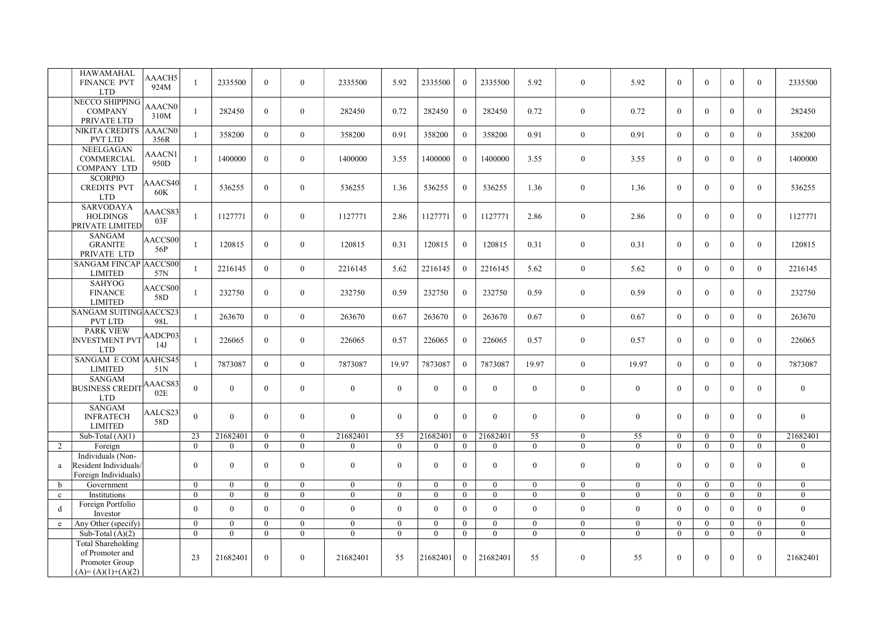| | | | | | | | | | | | | | | | | | | |
|---|---|---|---|---|---|---|---|---|---|---|---|---|---|---|---|---|---|---|
| | HAWAMAHAL FINANCE PVT LTD | AAACH5924M | 1 | 2335500 | 0 | 0 | 2335500 | 5.92 | 2335500 | 0 | 2335500 | 5.92 | 0 | 5.92 | 0 | 0 | 0 | 0 | 2335500 |
| | NECCO SHIPPING COMPANY PRIVATE LTD | AAACN0310M | 1 | 282450 | 0 | 0 | 282450 | 0.72 | 282450 | 0 | 282450 | 0.72 | 0 | 0.72 | 0 | 0 | 0 | 0 | 282450 |
| | NIKITA CREDITS PVT LTD | AAACN0356R | 1 | 358200 | 0 | 0 | 358200 | 0.91 | 358200 | 0 | 358200 | 0.91 | 0 | 0.91 | 0 | 0 | 0 | 0 | 358200 |
| | NEELGAGAN COMMERCIAL COMPANY LTD | AAACN1950D | 1 | 1400000 | 0 | 0 | 1400000 | 3.55 | 1400000 | 0 | 1400000 | 3.55 | 0 | 3.55 | 0 | 0 | 0 | 0 | 1400000 |
| | SCORPIO CREDITS PVT LTD | AAACS4060K | 1 | 536255 | 0 | 0 | 536255 | 1.36 | 536255 | 0 | 536255 | 1.36 | 0 | 1.36 | 0 | 0 | 0 | 0 | 536255 |
| | SARVODAYA HOLDINGS PRIVATE LIMITED | AAACS8303F | 1 | 1127771 | 0 | 0 | 1127771 | 2.86 | 1127771 | 0 | 1127771 | 2.86 | 0 | 2.86 | 0 | 0 | 0 | 0 | 1127771 |
| | SANGAM GRANITE PRIVATE LTD | AACCS0056P | 1 | 120815 | 0 | 0 | 120815 | 0.31 | 120815 | 0 | 120815 | 0.31 | 0 | 0.31 | 0 | 0 | 0 | 0 | 120815 |
| | SANGAM FINCAP LIMITED | AACCS0057N | 1 | 2216145 | 0 | 0 | 2216145 | 5.62 | 2216145 | 0 | 2216145 | 5.62 | 0 | 5.62 | 0 | 0 | 0 | 0 | 2216145 |
| | SAHYOG FINANCE LIMITED | AACCS0058D | 1 | 232750 | 0 | 0 | 232750 | 0.59 | 232750 | 0 | 232750 | 0.59 | 0 | 0.59 | 0 | 0 | 0 | 0 | 232750 |
| | SANGAM SUITING PVT LTD | AACCS2398L | 1 | 263670 | 0 | 0 | 263670 | 0.67 | 263670 | 0 | 263670 | 0.67 | 0 | 0.67 | 0 | 0 | 0 | 0 | 263670 |
| | PARK VIEW INVESTMENT PVT LTD | AADCP0314J | 1 | 226065 | 0 | 0 | 226065 | 0.57 | 226065 | 0 | 226065 | 0.57 | 0 | 0.57 | 0 | 0 | 0 | 0 | 226065 |
| | SANGAM E COM LIMITED | AAHCS4551N | 1 | 7873087 | 0 | 0 | 7873087 | 19.97 | 7873087 | 0 | 7873087 | 19.97 | 0 | 19.97 | 0 | 0 | 0 | 0 | 7873087 |
| | SANGAM BUSINESS CREDIT LTD | AAACS8302E | 0 | 0 | 0 | 0 | 0 | 0 | 0 | 0 | 0 | 0 | 0 | 0 | 0 | 0 | 0 | 0 | 0 |
| | SANGAM INFRATECH LIMITED | AALCS2358D | 0 | 0 | 0 | 0 | 0 | 0 | 0 | 0 | 0 | 0 | 0 | 0 | 0 | 0 | 0 | 0 | 0 |
| | Sub-Total (A)(1) | | 23 | 21682401 | 0 | 0 | 21682401 | 55 | 21682401 | 0 | 21682401 | 55 | 0 | 55 | 0 | 0 | 0 | 0 | 21682401 |
| 2 | Foreign | | 0 | 0 | 0 | 0 | 0 | 0 | 0 | 0 | 0 | 0 | 0 | 0 | 0 | 0 | 0 | 0 | 0 |
| a | Individuals (Non-Resident Individuals/ Foreign Individuals) | | 0 | 0 | 0 | 0 | 0 | 0 | 0 | 0 | 0 | 0 | 0 | 0 | 0 | 0 | 0 | 0 | 0 |
| b | Government | | 0 | 0 | 0 | 0 | 0 | 0 | 0 | 0 | 0 | 0 | 0 | 0 | 0 | 0 | 0 | 0 | 0 |
| c | Institutions | | 0 | 0 | 0 | 0 | 0 | 0 | 0 | 0 | 0 | 0 | 0 | 0 | 0 | 0 | 0 | 0 | 0 |
| d | Foreign Portfolio Investor | | 0 | 0 | 0 | 0 | 0 | 0 | 0 | 0 | 0 | 0 | 0 | 0 | 0 | 0 | 0 | 0 | 0 |
| e | Any Other (specify) | | 0 | 0 | 0 | 0 | 0 | 0 | 0 | 0 | 0 | 0 | 0 | 0 | 0 | 0 | 0 | 0 | 0 |
| | Sub-Total (A)(2) | | 0 | 0 | 0 | 0 | 0 | 0 | 0 | 0 | 0 | 0 | 0 | 0 | 0 | 0 | 0 | 0 | 0 |
| | Total Shareholding of Promoter and Promoter Group (A)= (A)(1)+(A)(2) | | 23 | 21682401 | 0 | 0 | 21682401 | 55 | 21682401 | 0 | 21682401 | 55 | 0 | 55 | 0 | 0 | 0 | 0 | 21682401 |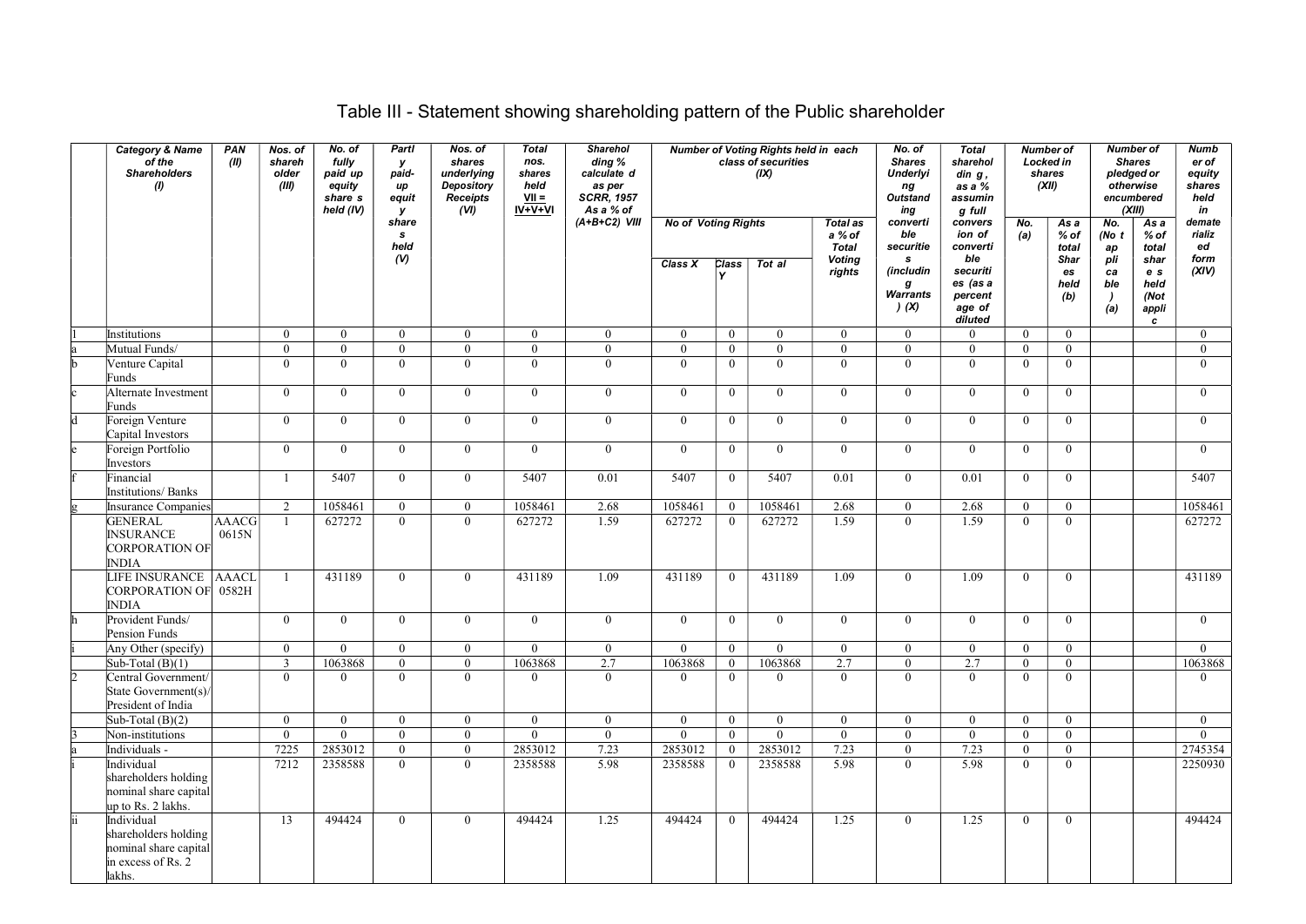# Table III - Statement showing shareholding pattern of the Public shareholder

| | Category & Name of the Shareholders (I) | PAN (II) | Nos. of shareholder (III) | No. of fully paid up equity shares held (IV) | Partly paid-up equity shares held (V) | Nos. of shares underlying Depository Receipts (VI) | Total nos. shares held VII = IV+V+VI | Shareholding % calculated as per SCRR, 1957 As a % of (A+B+C2) VIII | Number of Voting Rights held in each class of securities (IX) | | | | No. of Shares Underlying Outstanding convertible securities (including Warrants) (X) | Total shareholding, as a % assuming full conversion of convertible securities (as a percentage of diluted | Number of Locked in shares (XII) | | Number of Shares pledged or otherwise encumbered (XIII) | | Number of equity shares held in dematerialized form (XIV) |
|---|---|---|---|---|---|---|---|---|---|---|---|---|---|---|---|---|---|---|---|
| | | | | | | | | | No of Voting Rights | | | Total as a % of Total Voting rights | | | No. (a) | As a % of total Shares held (b) | No. (Not applicable) (a) | As a % of total shares held (Not applic | |
| | | | | | | | | | Class X | Class Y | Total | | | | | | | | |
| 1 | Institutions | | 0 | 0 | 0 | 0 | 0 | 0 | 0 | 0 | 0 | 0 | 0 | 0 | 0 | 0 | | | 0 |
| a | Mutual Funds/ | | 0 | 0 | 0 | 0 | 0 | 0 | 0 | 0 | 0 | 0 | 0 | 0 | 0 | 0 | | | 0 |
| b | Venture Capital Funds | | 0 | 0 | 0 | 0 | 0 | 0 | 0 | 0 | 0 | 0 | 0 | 0 | 0 | 0 | | | 0 |
| c | Alternate Investment Funds | | 0 | 0 | 0 | 0 | 0 | 0 | 0 | 0 | 0 | 0 | 0 | 0 | 0 | 0 | | | 0 |
| d | Foreign Venture Capital Investors | | 0 | 0 | 0 | 0 | 0 | 0 | 0 | 0 | 0 | 0 | 0 | 0 | 0 | 0 | | | 0 |
| e | Foreign Portfolio Investors | | 0 | 0 | 0 | 0 | 0 | 0 | 0 | 0 | 0 | 0 | 0 | 0 | 0 | 0 | | | 0 |
| f | Financial Institutions/ Banks | | 1 | 5407 | 0 | 0 | 5407 | 0.01 | 5407 | 0 | 5407 | 0.01 | 0 | 0.01 | 0 | 0 | | | 5407 |
| g | Insurance Companies | | 2 | 1058461 | 0 | 0 | 1058461 | 2.68 | 1058461 | 0 | 1058461 | 2.68 | 0 | 2.68 | 0 | 0 | | | 1058461 |
| | GENERAL INSURANCE CORPORATION OF INDIA | AAACG0615N | 1 | 627272 | 0 | 0 | 627272 | 1.59 | 627272 | 0 | 627272 | 1.59 | 0 | 1.59 | 0 | 0 | | | 627272 |
| | LIFE INSURANCE CORPORATION OF INDIA | AAACL0582H | 1 | 431189 | 0 | 0 | 431189 | 1.09 | 431189 | 0 | 431189 | 1.09 | 0 | 1.09 | 0 | 0 | | | 431189 |
| h | Provident Funds/ Pension Funds | | 0 | 0 | 0 | 0 | 0 | 0 | 0 | 0 | 0 | 0 | 0 | 0 | 0 | 0 | | | 0 |
| i | Any Other (specify) | | 0 | 0 | 0 | 0 | 0 | 0 | 0 | 0 | 0 | 0 | 0 | 0 | 0 | 0 | | | 0 |
| | Sub-Total (B)(1) | | 3 | 1063868 | 0 | 0 | 1063868 | 2.7 | 1063868 | 0 | 1063868 | 2.7 | 0 | 2.7 | 0 | 0 | | | 1063868 |
| 2 | Central Government/ State Government(s)/ President of India | | 0 | 0 | 0 | 0 | 0 | 0 | 0 | 0 | 0 | 0 | 0 | 0 | 0 | 0 | | | 0 |
| | Sub-Total (B)(2) | | 0 | 0 | 0 | 0 | 0 | 0 | 0 | 0 | 0 | 0 | 0 | 0 | 0 | 0 | | | 0 |
| 3 | Non-institutions | | 0 | 0 | 0 | 0 | 0 | 0 | 0 | 0 | 0 | 0 | 0 | 0 | 0 | 0 | | | 0 |
| a | Individuals - | | 7225 | 2853012 | 0 | 0 | 2853012 | 7.23 | 2853012 | 0 | 2853012 | 7.23 | 0 | 7.23 | 0 | 0 | | | 2745354 |
| i | Individual shareholders holding nominal share capital up to Rs. 2 lakhs. | | 7212 | 2358588 | 0 | 0 | 2358588 | 5.98 | 2358588 | 0 | 2358588 | 5.98 | 0 | 5.98 | 0 | 0 | | | 2250930 |
| ii | Individual shareholders holding nominal share capital in excess of Rs. 2 lakhs. | | 13 | 494424 | 0 | 0 | 494424 | 1.25 | 494424 | 0 | 494424 | 1.25 | 0 | 1.25 | 0 | 0 | | | 494424 |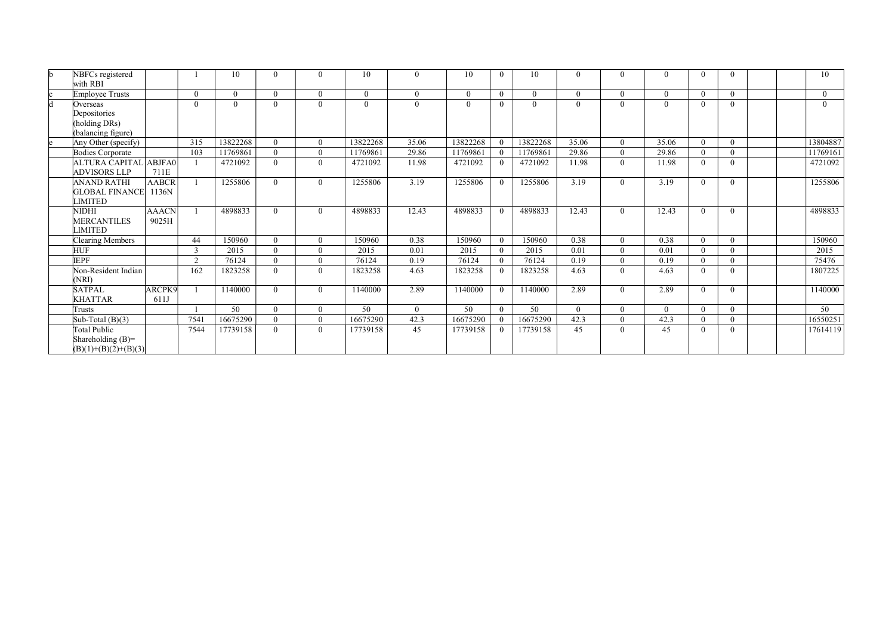| | | | | | | | | | | | | | | | | | | | |
|---|---|---|---|---|---|---|---|---|---|---|---|---|---|---|---|---|---|---|---|
| b | NBFCs registered with RBI | | 1 | 10 | 0 | 0 | 10 | 0 | 10 | 0 | 10 | 0 | 0 | 0 | 0 | 0 | | | 10 |
| c | Employee Trusts | | 0 | 0 | 0 | 0 | 0 | 0 | 0 | 0 | 0 | 0 | 0 | 0 | 0 | 0 | | | 0 |
| d | Overseas Depositories (holding DRs) (balancing figure) | | 0 | 0 | 0 | 0 | 0 | 0 | 0 | 0 | 0 | 0 | 0 | 0 | 0 | 0 | | | 0 |
| e | Any Other (specify) | | 315 | 13822268 | 0 | 0 | 13822268 | 35.06 | 13822268 | 0 | 13822268 | 35.06 | 0 | 35.06 | 0 | 0 | | | 13804887 |
| | Bodies Corporate | | 103 | 11769861 | 0 | 0 | 11769861 | 29.86 | 11769861 | 0 | 11769861 | 29.86 | 0 | 29.86 | 0 | 0 | | | 11769161 |
| | ALTURA CAPITAL ADVISORS LLP | ABJFA0711E | 1 | 4721092 | 0 | 0 | 4721092 | 11.98 | 4721092 | 0 | 4721092 | 11.98 | 0 | 11.98 | 0 | 0 | | | 4721092 |
| | ANAND RATHI GLOBAL FINANCE LIMITED | AABCR1136N | 1 | 1255806 | 0 | 0 | 1255806 | 3.19 | 1255806 | 0 | 1255806 | 3.19 | 0 | 3.19 | 0 | 0 | | | 1255806 |
| | NIDHI MERCANTILES LIMITED | AAACN9025H | 1 | 4898833 | 0 | 0 | 4898833 | 12.43 | 4898833 | 0 | 4898833 | 12.43 | 0 | 12.43 | 0 | 0 | | | 4898833 |
| | Clearing Members | | 44 | 150960 | 0 | 0 | 150960 | 0.38 | 150960 | 0 | 150960 | 0.38 | 0 | 0.38 | 0 | 0 | | | 150960 |
| | HUF | | 3 | 2015 | 0 | 0 | 2015 | 0.01 | 2015 | 0 | 2015 | 0.01 | 0 | 0.01 | 0 | 0 | | | 2015 |
| | IEPF | | 2 | 76124 | 0 | 0 | 76124 | 0.19 | 76124 | 0 | 76124 | 0.19 | 0 | 0.19 | 0 | 0 | | | 75476 |
| | Non-Resident Indian (NRI) | | 162 | 1823258 | 0 | 0 | 1823258 | 4.63 | 1823258 | 0 | 1823258 | 4.63 | 0 | 4.63 | 0 | 0 | | | 1807225 |
| | SATPAL KHATTAR | ARCPK9611J | 1 | 1140000 | 0 | 0 | 1140000 | 2.89 | 1140000 | 0 | 1140000 | 2.89 | 0 | 2.89 | 0 | 0 | | | 1140000 |
| | Trusts | | 1 | 50 | 0 | 0 | 50 | 0 | 50 | 0 | 50 | 0 | 0 | 0 | 0 | 0 | | | 50 |
| | Sub-Total (B)(3) | | 7541 | 16675290 | 0 | 0 | 16675290 | 42.3 | 16675290 | 0 | 16675290 | 42.3 | 0 | 42.3 | 0 | 0 | | | 16550251 |
| | Total Public Shareholding (B)= (B)(1)+(B)(2)+(B)(3) | | 7544 | 17739158 | 0 | 0 | 17739158 | 45 | 17739158 | 0 | 17739158 | 45 | 0 | 45 | 0 | 0 | | | 17614119 |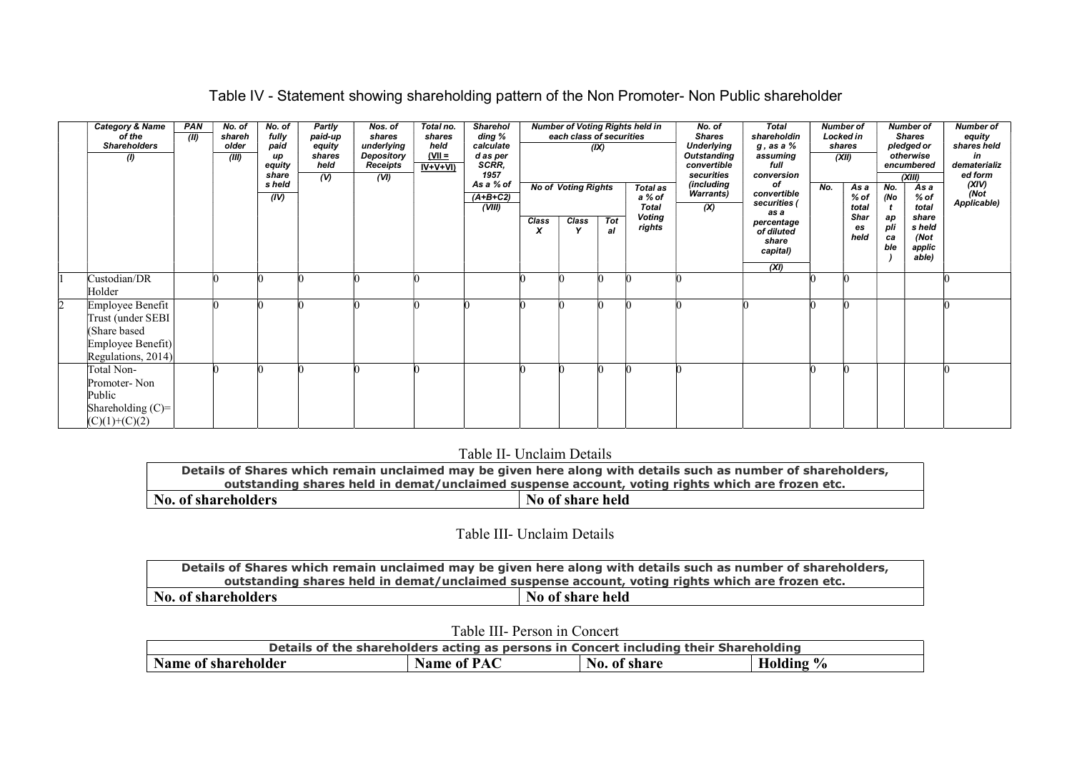## Table IV - Statement showing shareholding pattern of the Non Promoter- Non Public shareholder

| | Category & Name of the Shareholders (I) | PAN (II) | No. of shareholder (III) | No. of fully paid up equity shares held (IV) | Partly paid-up equity shares held (V) | Nos. of shares underlying Depository Receipts (VI) | Total no. shares held (VII = IV+V+VI) | Shareholding % calculated as per SCRR, 1957 As a % of (A+B+C2) (VIII) | Number of Voting Rights held in each class of securities (IX) | | | | No. of Shares Underlying Outstanding convertible securities (including Warrants) (X) | Total shareholding , as a % assuming full conversion of convertible securities ( as a percentage of diluted share capital) (XI) | Number of Locked in shares (XII) | | Number of Shares pledged or otherwise encumbered (XIII) | | Number of equity shares held in dematerialized form (XIV) (Not Applicable) |
|---|---|---|---|---|---|---|---|---|---|---|---|---|---|---|---|---|---|---|---|
| | | | | | | | | | No of Voting Rights | | | Total as a % of Total Voting rights | | | No. | As a % of total Shares held | No. (Not applicable) | As a % of total shares held (Not applicable) | |
| | | | | | | | | | Class X | Class Y | Total | | | | | | | | |
| 1 | Custodian/DR Holder | | 0 | 0 | 0 | 0 | 0 | | 0 | 0 | 0 | 0 | 0 | | 0 | 0 | | | 0 |
| 2 | Employee Benefit Trust (under SEBI (Share based Employee Benefit) Regulations, 2014) | | 0 | 0 | 0 | 0 | 0 | 0 | 0 | 0 | 0 | 0 | 0 | 0 | 0 | 0 | | | 0 |
| | Total Non-Promoter- Non Public Shareholding (C)= (C)(1)+(C)(2) | | 0 | 0 | 0 | 0 | 0 | | 0 | 0 | 0 | 0 | 0 | | 0 | 0 | | | 0 |

### Table II- Unclaim Details

| Details of Shares which remain unclaimed may be given here along with details such as number of shareholders, outstanding shares held in demat/unclaimed suspense account, voting rights which are frozen etc. | |
|---|---|
| **No. of shareholders** | **No of share held** |

### Table III- Unclaim Details

| Details of Shares which remain unclaimed may be given here along with details such as number of shareholders, outstanding shares held in demat/unclaimed suspense account, voting rights which are frozen etc. | |
|---|---|
| **No. of shareholders** | **No of share held** |

### Table III- Person in Concert

| Details of the shareholders acting as persons in Concert including their Shareholding | | | |
|---|---|---|---|
| **Name of shareholder** | **Name of PAC** | **No. of share** | **Holding %** |